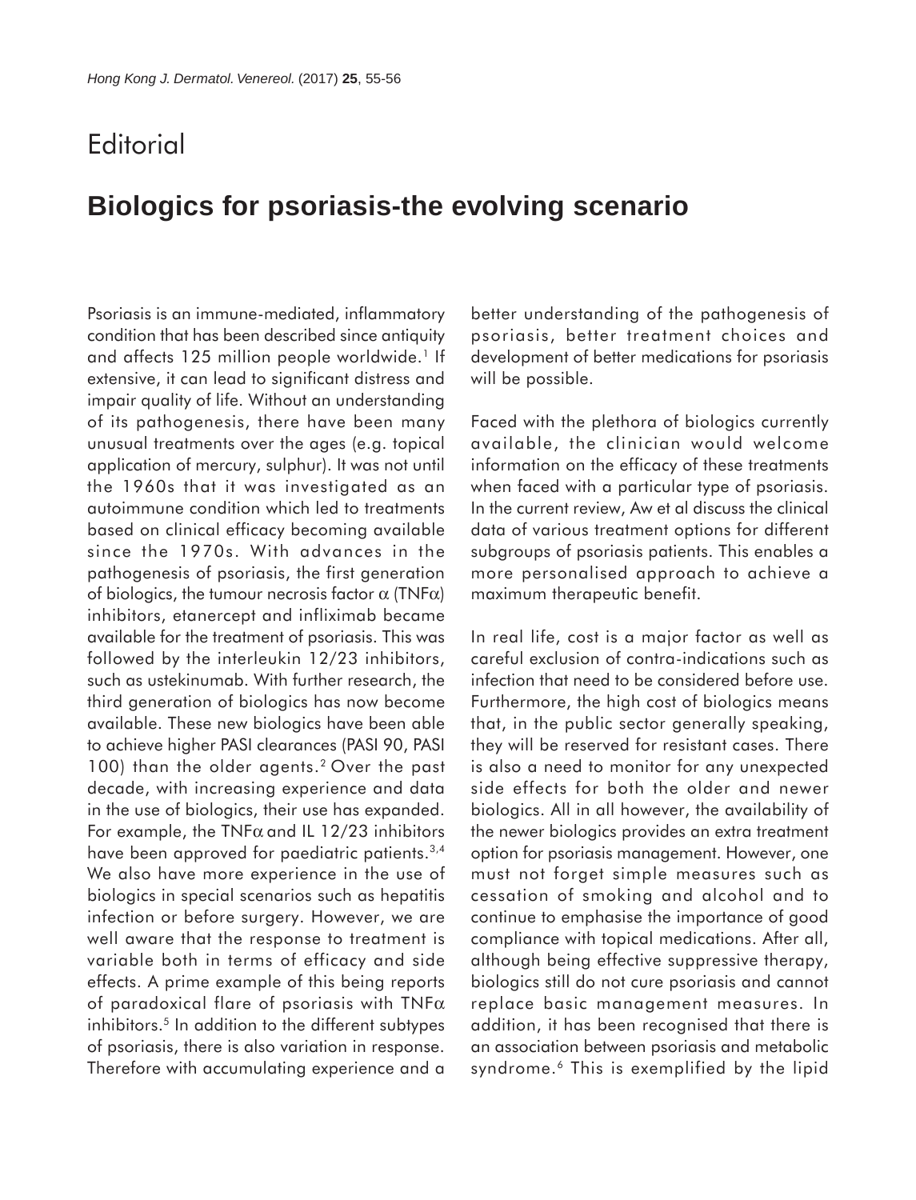# Editorial

## Biologics for psoriasis-the evolving scenario

Psoriasis is an immune-mediated, inflammatory condition that has been described since antiquity and affects 125 million people worldwide.[1] If extensive, it can lead to significant distress and impair quality of life. Without an understanding of its pathogenesis, there have been many unusual treatments over the ages (e.g. topical application of mercury, sulphur). It was not until the 1960s that it was investigated as an autoimmune condition which led to treatments based on clinical efficacy becoming available since the 1970s. With advances in the pathogenesis of psoriasis, the first generation of biologics, the tumour necrosis factor $\alpha$ (TNF$\alpha$) inhibitors, etanercept and infliximab became available for the treatment of psoriasis. This was followed by the interleukin 12/23 inhibitors, such as ustekinumab. With further research, the third generation of biologics has now become available. These new biologics have been able to achieve higher PASI clearances (PASI 90, PASI 100) than the older agents.[2] Over the past decade, with increasing experience and data in the use of biologics, their use has expanded. For example, the TNF$\alpha$ and IL 12/23 inhibitors have been approved for paediatric patients.[3,4] We also have more experience in the use of biologics in special scenarios such as hepatitis infection or before surgery. However, we are well aware that the response to treatment is variable both in terms of efficacy and side effects. A prime example of this being reports of paradoxical flare of psoriasis with TNF$\alpha$ inhibitors.[5] In addition to the different subtypes of psoriasis, there is also variation in response. Therefore with accumulating experience and a better understanding of the pathogenesis of psoriasis, better treatment choices and development of better medications for psoriasis will be possible.

Faced with the plethora of biologics currently available, the clinician would welcome information on the efficacy of these treatments when faced with a particular type of psoriasis. In the current review, Aw et al discuss the clinical data of various treatment options for different subgroups of psoriasis patients. This enables a more personalised approach to achieve a maximum therapeutic benefit.

In real life, cost is a major factor as well as careful exclusion of contra-indications such as infection that need to be considered before use. Furthermore, the high cost of biologics means that, in the public sector generally speaking, they will be reserved for resistant cases. There is also a need to monitor for any unexpected side effects for both the older and newer biologics. All in all however, the availability of the newer biologics provides an extra treatment option for psoriasis management. However, one must not forget simple measures such as cessation of smoking and alcohol and to continue to emphasise the importance of good compliance with topical medications. After all, although being effective suppressive therapy, biologics still do not cure psoriasis and cannot replace basic management measures. In addition, it has been recognised that there is an association between psoriasis and metabolic syndrome.[6] This is exemplified by the lipid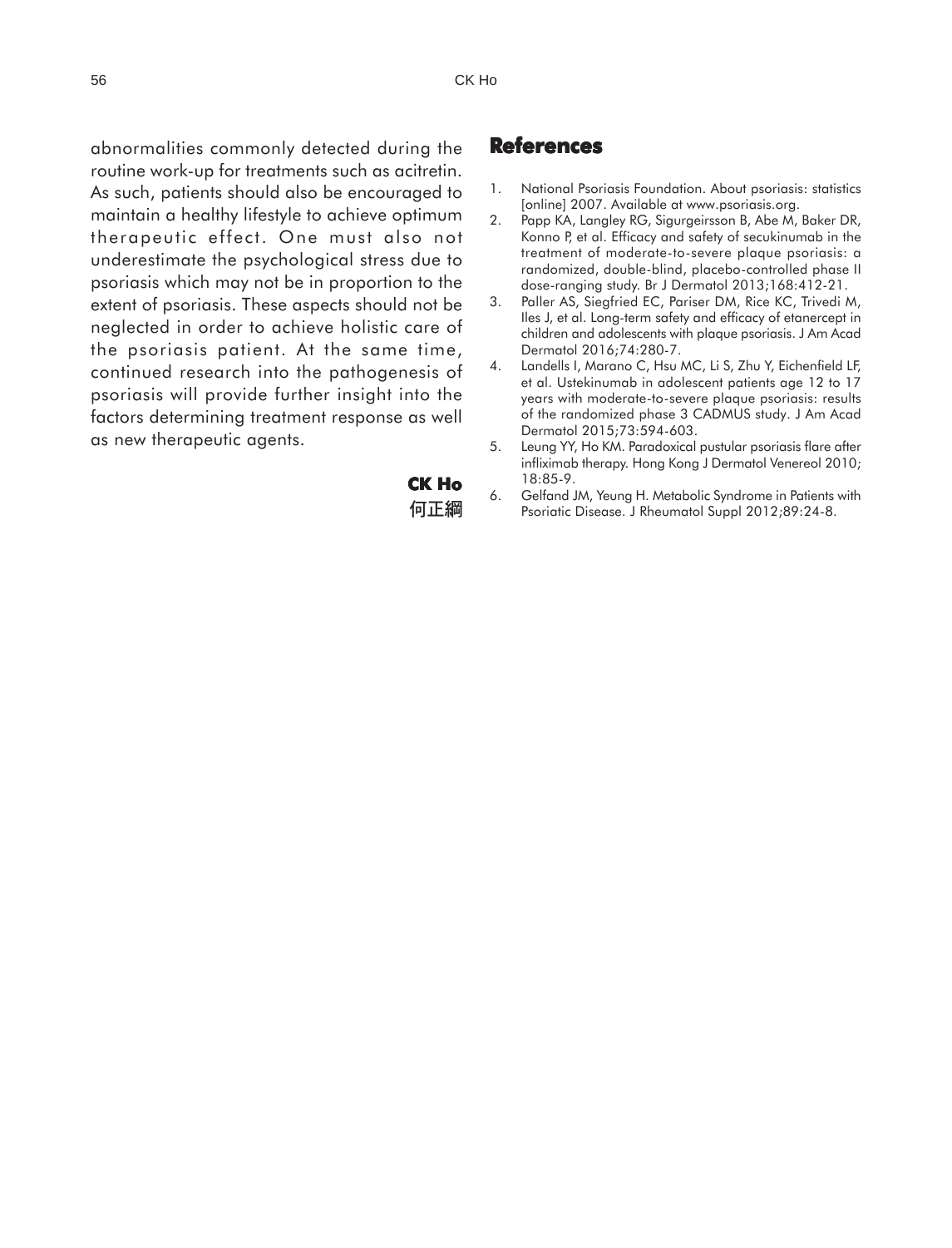abnormalities commonly detected during the routine work-up for treatments such as acitretin. As such, patients should also be encouraged to maintain a healthy lifestyle to achieve optimum therapeutic effect. One must also not underestimate the psychological stress due to psoriasis which may not be in proportion to the extent of psoriasis. These aspects should not be neglected in order to achieve holistic care of the psoriasis patient. At the same time, continued research into the pathogenesis of psoriasis will provide further insight into the factors determining treatment response as well as new therapeutic agents.

**CK Ho**
**何正綱**

## References

1. National Psoriasis Foundation. About psoriasis: statistics [online] 2007. Available at www.psoriasis.org.
2. Papp KA, Langley RG, Sigurgeirsson B, Abe M, Baker DR, Konno P, et al. Efficacy and safety of secukinumab in the treatment of moderate-to-severe plaque psoriasis: a randomized, double-blind, placebo-controlled phase II dose-ranging study. Br J Dermatol 2013;168:412-21.
3. Paller AS, Siegfried EC, Pariser DM, Rice KC, Trivedi M, Iles J, et al. Long-term safety and efficacy of etanercept in children and adolescents with plaque psoriasis. J Am Acad Dermatol 2016;74:280-7.
4. Landells I, Marano C, Hsu MC, Li S, Zhu Y, Eichenfield LF, et al. Ustekinumab in adolescent patients age 12 to 17 years with moderate-to-severe plaque psoriasis: results of the randomized phase 3 CADMUS study. J Am Acad Dermatol 2015;73:594-603.
5. Leung YY, Ho KM. Paradoxical pustular psoriasis flare after infliximab therapy. Hong Kong J Dermatol Venereol 2010; 18:85-9.
6. Gelfand JM, Yeung H. Metabolic Syndrome in Patients with Psoriatic Disease. J Rheumatol Suppl 2012;89:24-8.